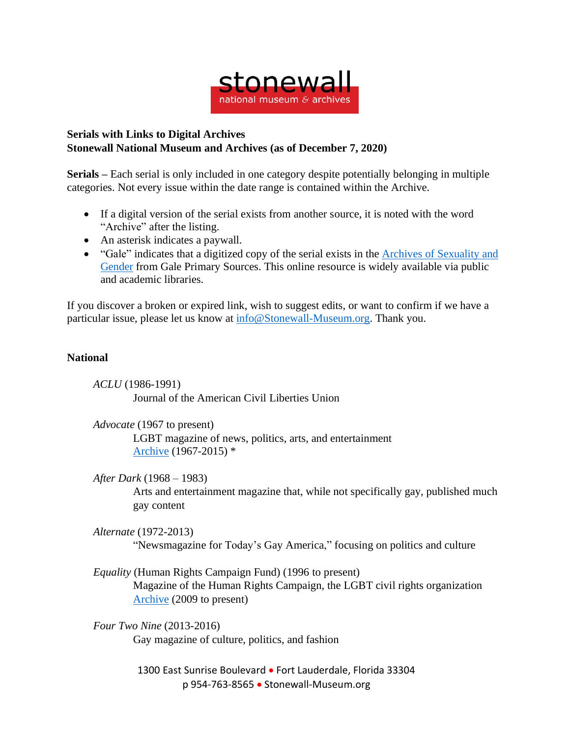stonewall
national museum & archives

**Serials with Links to Digital Archives**
**Stonewall National Museum and Archives (as of December 7, 2020)**

**Serials –** Each serial is only included in one category despite potentially belonging in multiple categories. Not every issue within the date range is contained within the Archive.

- If a digital version of the serial exists from another source, it is noted with the word "Archive" after the listing.
- An asterisk indicates a paywall.
- "Gale" indicates that a digitized copy of the serial exists in the Archives of Sexuality and Gender from Gale Primary Sources. This online resource is widely available via public and academic libraries.

If you discover a broken or expired link, wish to suggest edits, or want to confirm if we have a particular issue, please let us know at info@Stonewall-Museum.org. Thank you.

## National

*ACLU* (1986-1991)
Journal of the American Civil Liberties Union

*Advocate* (1967 to present)
LGBT magazine of news, politics, arts, and entertainment
Archive (1967-2015) *

*After Dark* (1968 – 1983)
Arts and entertainment magazine that, while not specifically gay, published much gay content

*Alternate* (1972-2013)
"Newsmagazine for Today's Gay America," focusing on politics and culture

*Equality* (Human Rights Campaign Fund) (1996 to present)
Magazine of the Human Rights Campaign, the LGBT civil rights organization
Archive (2009 to present)

*Four Two Nine* (2013-2016)
Gay magazine of culture, politics, and fashion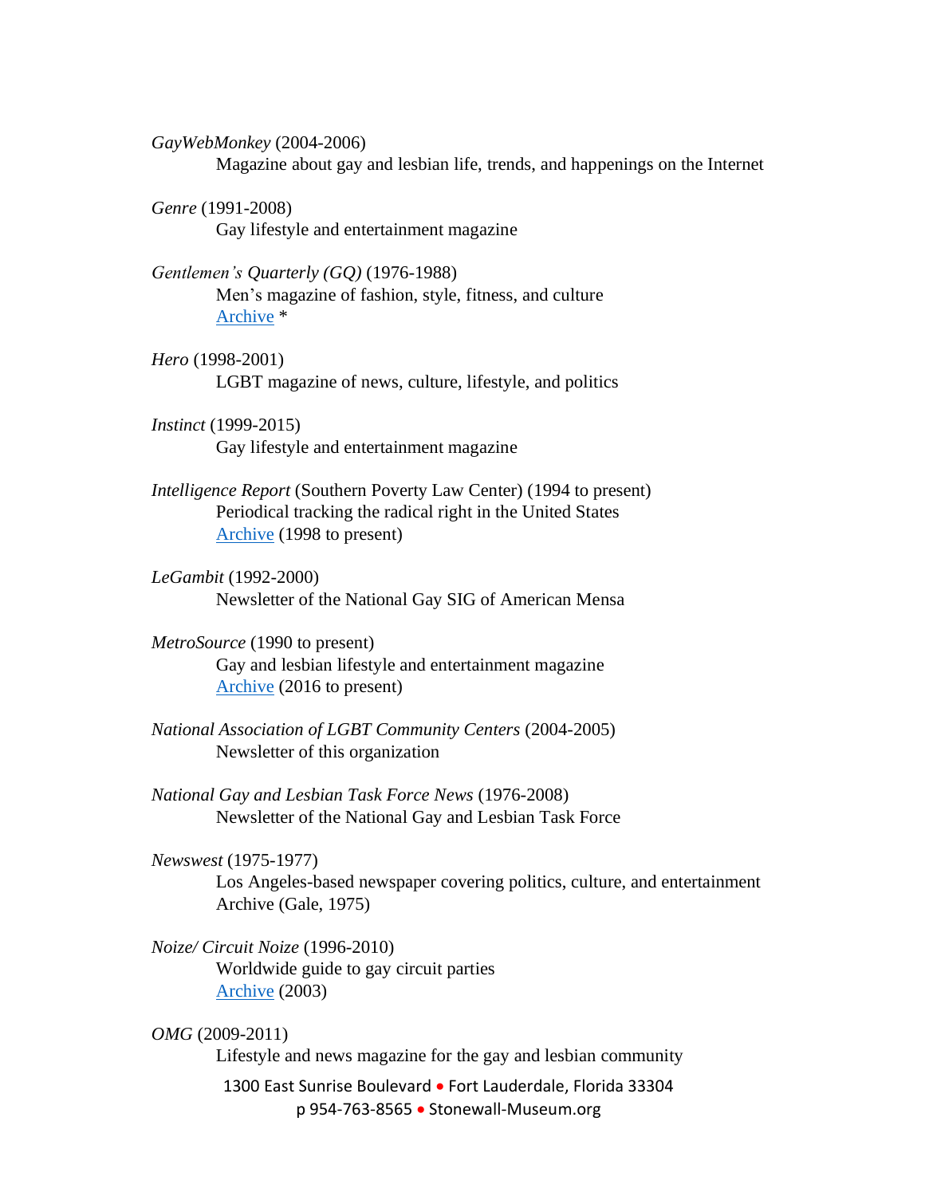*GayWebMonkey* (2004-2006)
Magazine about gay and lesbian life, trends, and happenings on the Internet

*Genre* (1991-2008)
Gay lifestyle and entertainment magazine

*Gentlemen's Quarterly (GQ)* (1976-1988)
Men's magazine of fashion, style, fitness, and culture
Archive *

*Hero* (1998-2001)
LGBT magazine of news, culture, lifestyle, and politics

*Instinct* (1999-2015)
Gay lifestyle and entertainment magazine

*Intelligence Report* (Southern Poverty Law Center) (1994 to present)
Periodical tracking the radical right in the United States
Archive (1998 to present)

*LeGambit* (1992-2000)
Newsletter of the National Gay SIG of American Mensa

*MetroSource* (1990 to present)
Gay and lesbian lifestyle and entertainment magazine
Archive (2016 to present)

*National Association of LGBT Community Centers* (2004-2005)
Newsletter of this organization

*National Gay and Lesbian Task Force News* (1976-2008)
Newsletter of the National Gay and Lesbian Task Force

*Newswest* (1975-1977)
Los Angeles-based newspaper covering politics, culture, and entertainment
Archive (Gale, 1975)

*Noize/ Circuit Noize* (1996-2010)
Worldwide guide to gay circuit parties
Archive (2003)

*OMG* (2009-2011)
Lifestyle and news magazine for the gay and lesbian community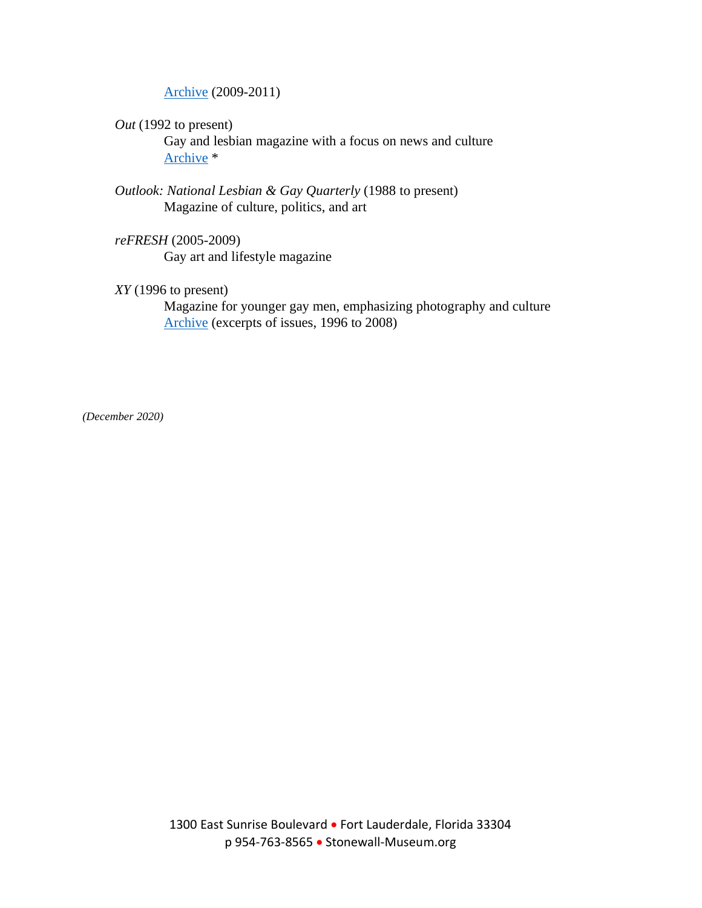Archive (2009-2011)

*Out* (1992 to present)

Gay and lesbian magazine with a focus on news and culture

Archive *

*Outlook: National Lesbian & Gay Quarterly* (1988 to present)

Magazine of culture, politics, and art

*reFRESH* (2005-2009)

Gay art and lifestyle magazine

*XY* (1996 to present)

Magazine for younger gay men, emphasizing photography and culture

Archive (excerpts of issues, 1996 to 2008)

*(December 2020)*